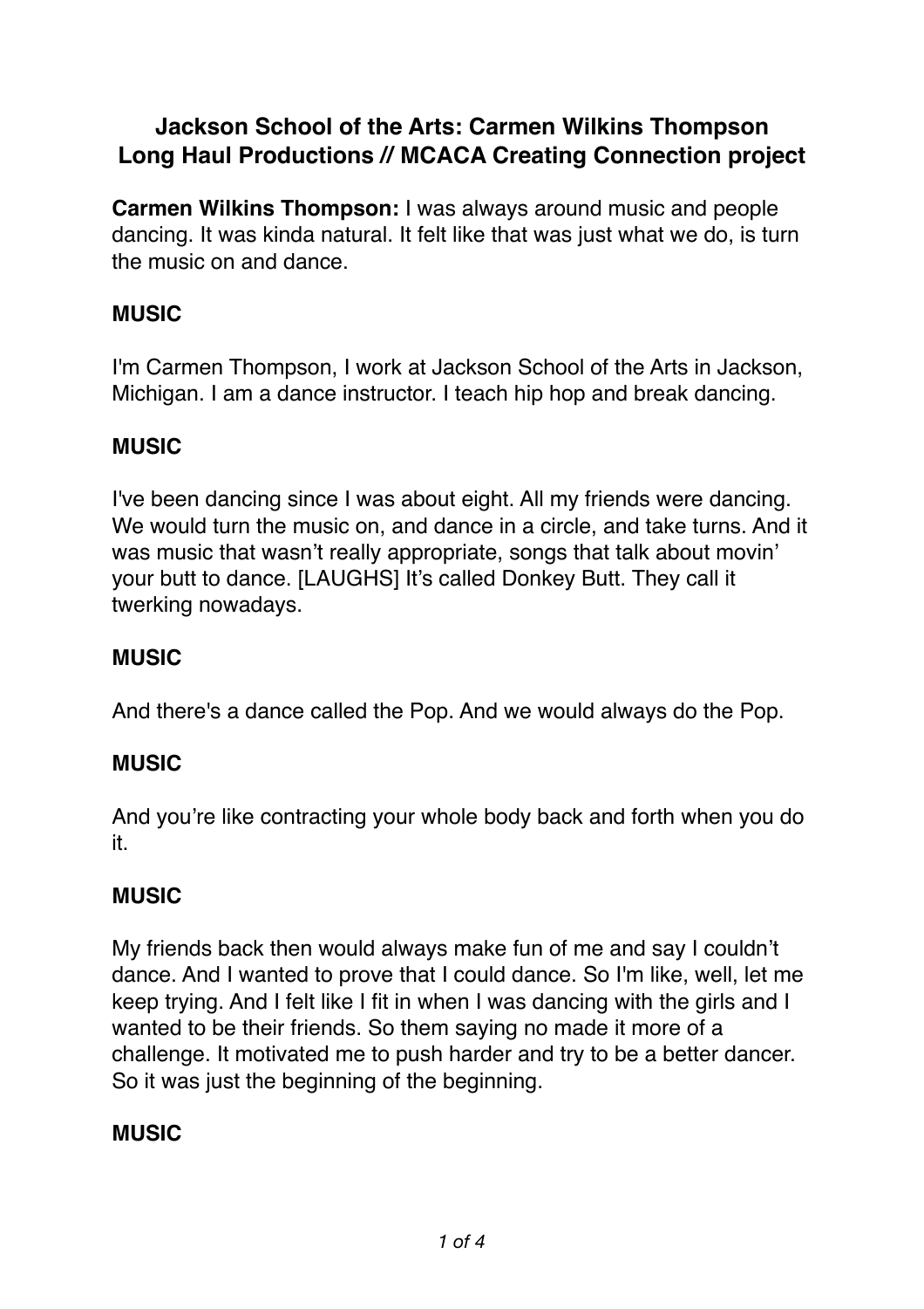# Jackson School of the Arts: Carmen Wilkins Thompson
# Long Haul Productions // MCACA Creating Connection project

**Carmen Wilkins Thompson:** I was always around music and people dancing. It was kinda natural. It felt like that was just what we do, is turn the music on and dance.

**MUSIC**

I'm Carmen Thompson, I work at Jackson School of the Arts in Jackson, Michigan. I am a dance instructor. I teach hip hop and break dancing.

**MUSIC**

I've been dancing since I was about eight. All my friends were dancing. We would turn the music on, and dance in a circle, and take turns. And it was music that wasn't really appropriate, songs that talk about movin' your butt to dance. [LAUGHS] It's called Donkey Butt. They call it twerking nowadays.

**MUSIC**

And there's a dance called the Pop. And we would always do the Pop.

**MUSIC**

And you're like contracting your whole body back and forth when you do it.

**MUSIC**

My friends back then would always make fun of me and say I couldn't dance. And I wanted to prove that I could dance. So I'm like, well, let me keep trying. And I felt like I fit in when I was dancing with the girls and I wanted to be their friends. So them saying no made it more of a challenge. It motivated me to push harder and try to be a better dancer. So it was just the beginning of the beginning.

**MUSIC**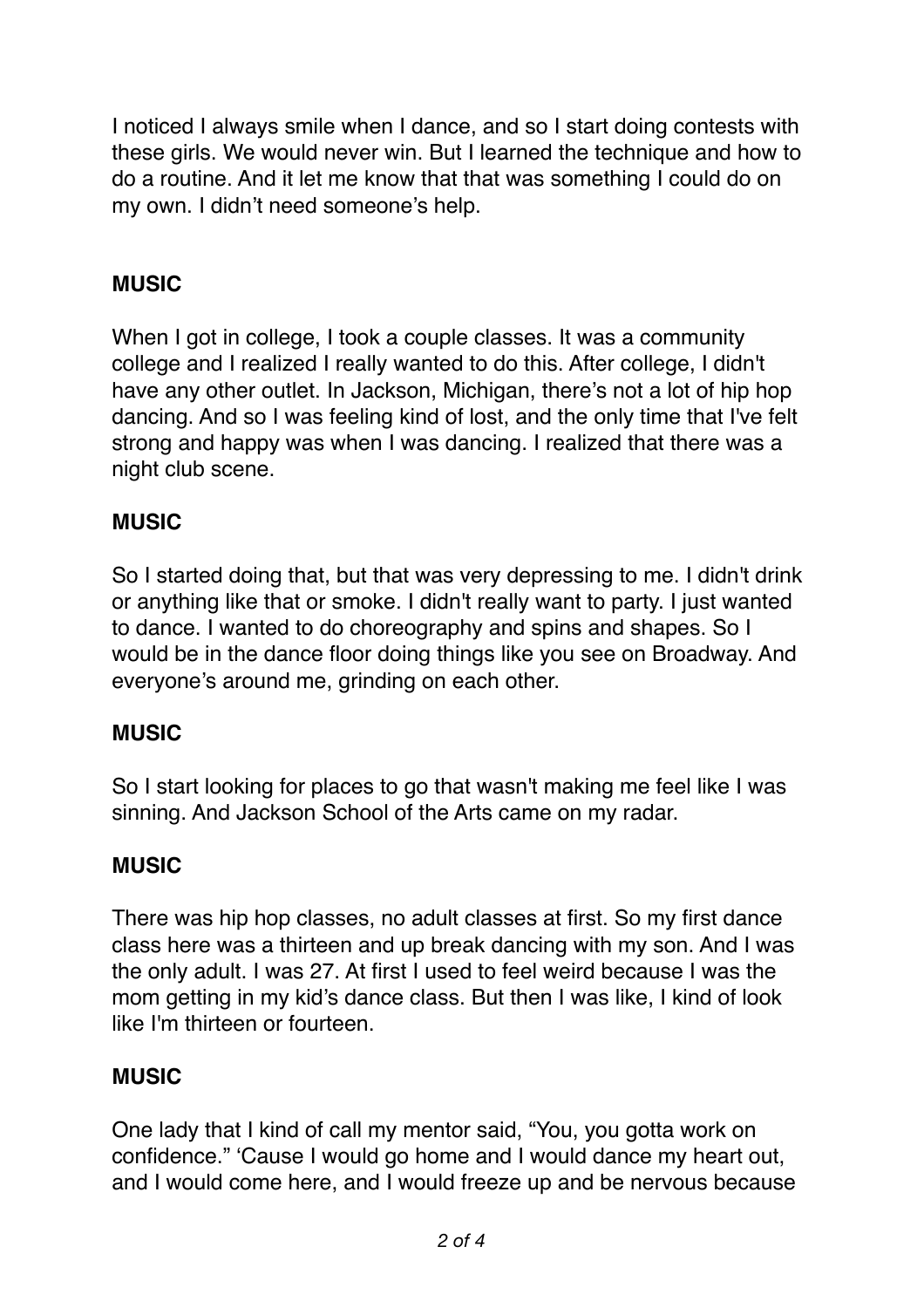I noticed I always smile when I dance, and so I start doing contests with these girls. We would never win. But I learned the technique and how to do a routine. And it let me know that that was something I could do on my own. I didn't need someone's help.

**MUSIC**

When I got in college, I took a couple classes. It was a community college and I realized I really wanted to do this. After college, I didn't have any other outlet. In Jackson, Michigan, there's not a lot of hip hop dancing. And so I was feeling kind of lost, and the only time that I've felt strong and happy was when I was dancing. I realized that there was a night club scene.

**MUSIC**

So I started doing that, but that was very depressing to me. I didn't drink or anything like that or smoke. I didn't really want to party. I just wanted to dance. I wanted to do choreography and spins and shapes. So I would be in the dance floor doing things like you see on Broadway. And everyone's around me, grinding on each other.

**MUSIC**

So I start looking for places to go that wasn't making me feel like I was sinning. And Jackson School of the Arts came on my radar.

**MUSIC**

There was hip hop classes, no adult classes at first. So my first dance class here was a thirteen and up break dancing with my son. And I was the only adult. I was 27. At first I used to feel weird because I was the mom getting in my kid's dance class. But then I was like, I kind of look like I'm thirteen or fourteen.

**MUSIC**

One lady that I kind of call my mentor said, "You, you gotta work on confidence." 'Cause I would go home and I would dance my heart out, and I would come here, and I would freeze up and be nervous because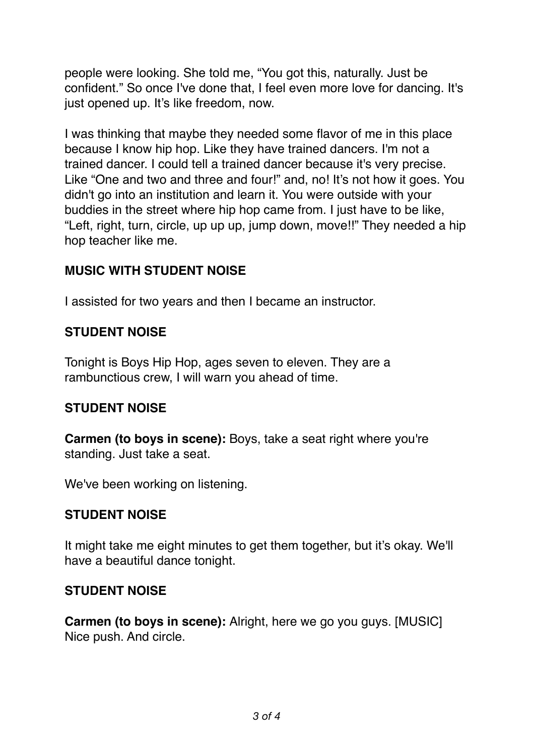people were looking. She told me, "You got this, naturally. Just be confident." So once I've done that, I feel even more love for dancing. It's just opened up. It's like freedom, now.

I was thinking that maybe they needed some flavor of me in this place because I know hip hop. Like they have trained dancers. I'm not a trained dancer. I could tell a trained dancer because it's very precise. Like "One and two and three and four!" and, no! It's not how it goes. You didn't go into an institution and learn it. You were outside with your buddies in the street where hip hop came from. I just have to be like, "Left, right, turn, circle, up up up, jump down, move!!" They needed a hip hop teacher like me.

**MUSIC WITH STUDENT NOISE**

I assisted for two years and then I became an instructor.

**STUDENT NOISE**

Tonight is Boys Hip Hop, ages seven to eleven. They are a rambunctious crew, I will warn you ahead of time.

**STUDENT NOISE**

**Carmen (to boys in scene):** Boys, take a seat right where you're standing. Just take a seat.

We've been working on listening.

**STUDENT NOISE**

It might take me eight minutes to get them together, but it's okay. We'll have a beautiful dance tonight.

**STUDENT NOISE**

**Carmen (to boys in scene):** Alright, here we go you guys. [MUSIC] Nice push. And circle.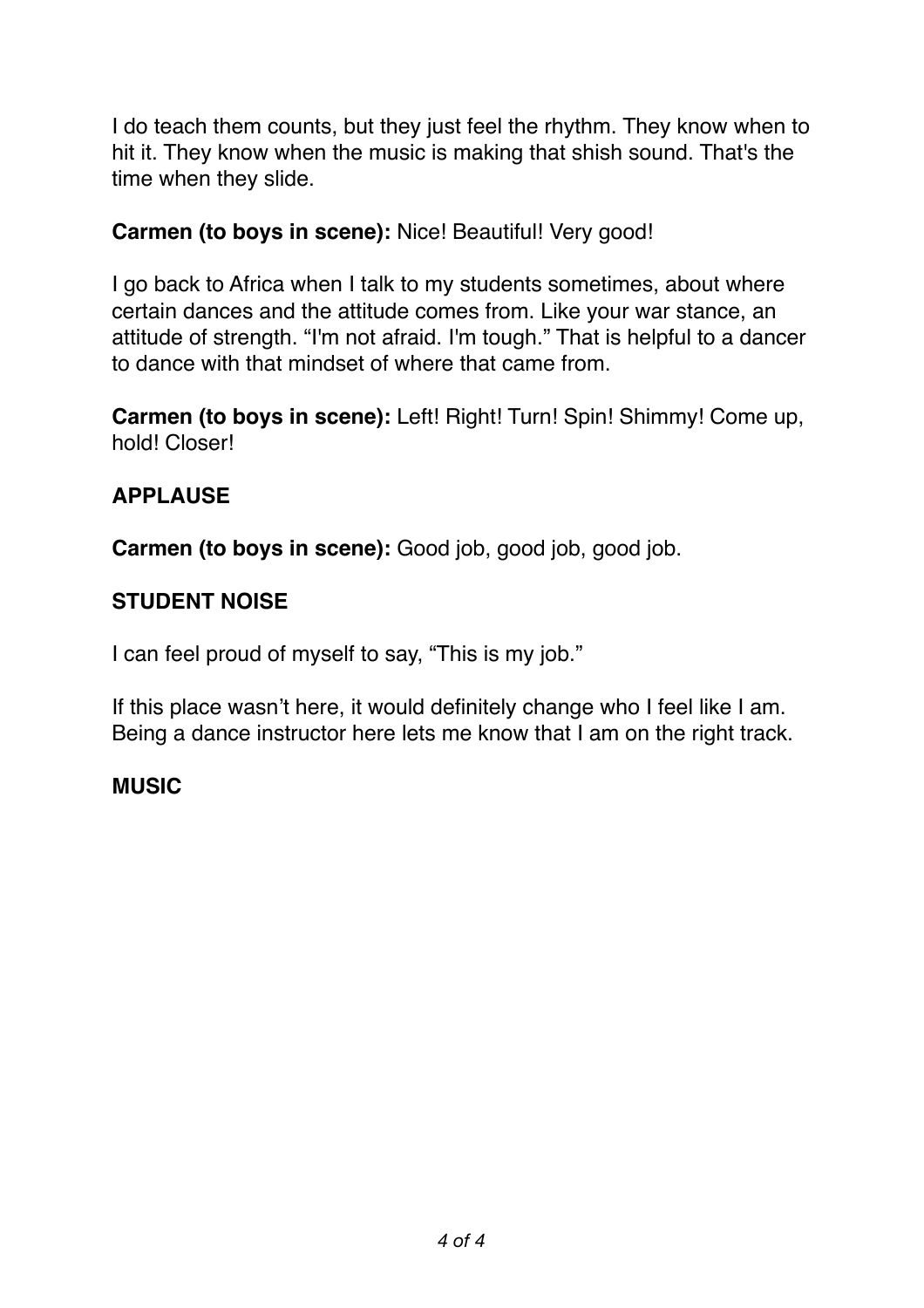I do teach them counts, but they just feel the rhythm. They know when to hit it. They know when the music is making that shish sound. That's the time when they slide.

**Carmen (to boys in scene):** Nice! Beautiful! Very good!

I go back to Africa when I talk to my students sometimes, about where certain dances and the attitude comes from. Like your war stance, an attitude of strength. “I'm not afraid. I'm tough.” That is helpful to a dancer to dance with that mindset of where that came from.

**Carmen (to boys in scene):** Left! Right! Turn! Spin! Shimmy! Come up, hold! Closer!

**APPLAUSE**

**Carmen (to boys in scene):** Good job, good job, good job.

**STUDENT NOISE**

I can feel proud of myself to say, “This is my job.”

If this place wasn’t here, it would definitely change who I feel like I am. Being a dance instructor here lets me know that I am on the right track.

**MUSIC**